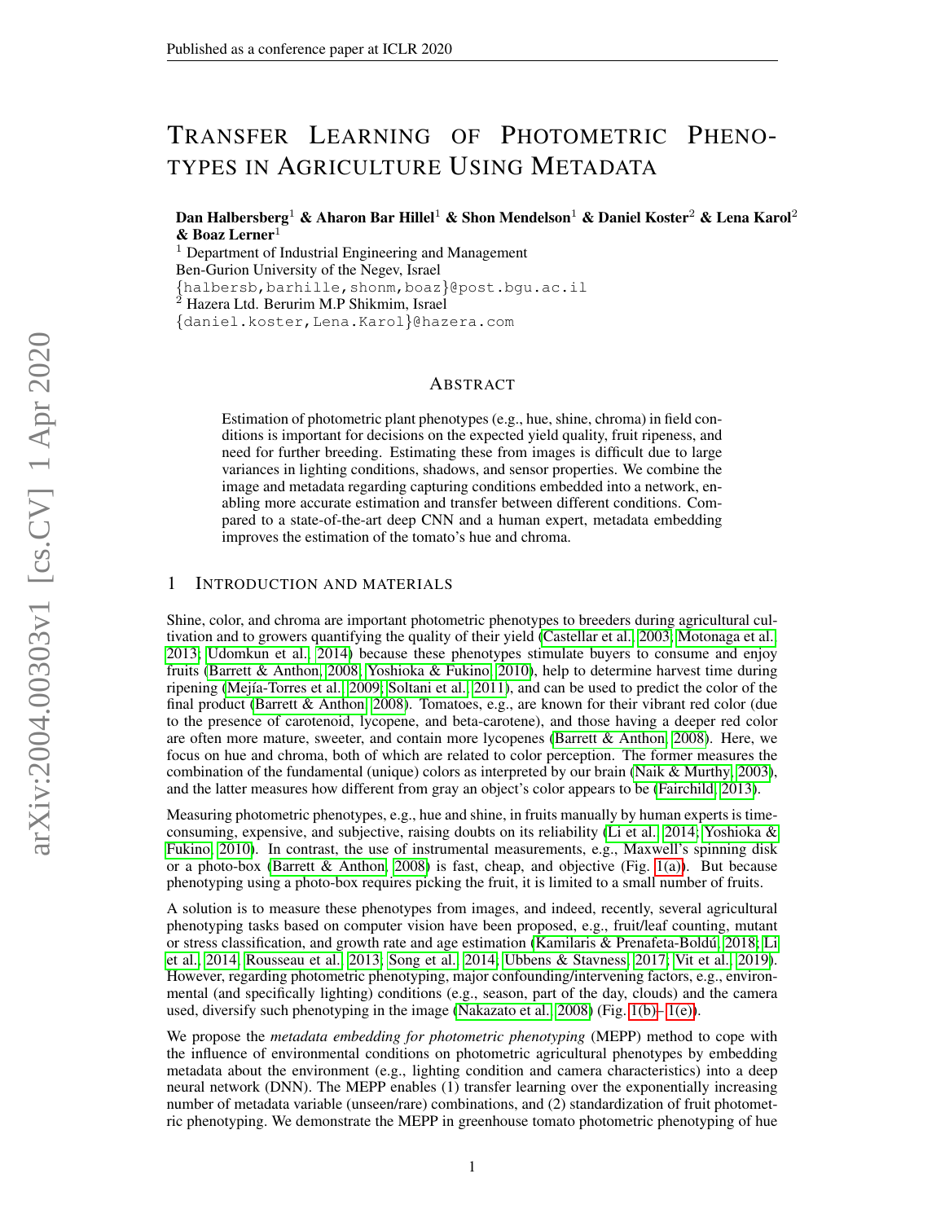# Transfer Learning of Photometric Phenotypes in Agriculture Using Metadata

**Dan Halbersberg[1] & Aharon Bar Hillel[1] & Shon Mendelson[1] & Daniel Koster[2] & Lena Karol[2] & Boaz Lerner[1]**

[1] Department of Industrial Engineering and Management
Ben-Gurion University of the Negev, Israel
{halbersb,barhille,shonm,boaz}@post.bgu.ac.il
[2] Hazera Ltd. Berurim M.P Shikmim, Israel
{daniel.koster,Lena.Karol}@hazera.com

## Abstract

Estimation of photometric plant phenotypes (e.g., hue, shine, chroma) in field conditions is important for decisions on the expected yield quality, fruit ripeness, and need for further breeding. Estimating these from images is difficult due to large variances in lighting conditions, shadows, and sensor properties. We combine the image and metadata regarding capturing conditions embedded into a network, enabling more accurate estimation and transfer between different conditions. Compared to a state-of-the-art deep CNN and a human expert, metadata embedding improves the estimation of the tomato's hue and chroma.

## 1 Introduction and Materials

Shine, color, and chroma are important photometric phenotypes to breeders during agricultural cultivation and to growers quantifying the quality of their yield (Castellar et al., 2003; Motonaga et al., 2013; Udomkun et al., 2014) because these phenotypes stimulate buyers to consume and enjoy fruits (Barrett & Anthon, 2008; Yoshioka & Fukino, 2010), help to determine harvest time during ripening (Mejía-Torres et al., 2009; Soltani et al., 2011), and can be used to predict the color of the final product (Barrett & Anthon, 2008). Tomatoes, e.g., are known for their vibrant red color (due to the presence of carotenoid, lycopene, and beta-carotene), and those having a deeper red color are often more mature, sweeter, and contain more lycopenes (Barrett & Anthon, 2008). Here, we focus on hue and chroma, both of which are related to color perception. The former measures the combination of the fundamental (unique) colors as interpreted by our brain (Naik & Murthy, 2003), and the latter measures how different from gray an object's color appears to be (Fairchild, 2013).

Measuring photometric phenotypes, e.g., hue and shine, in fruits manually by human experts is time-consuming, expensive, and subjective, raising doubts on its reliability (Li et al., 2014; Yoshioka & Fukino, 2010). In contrast, the use of instrumental measurements, e.g., Maxwell's spinning disk or a photo-box (Barrett & Anthon, 2008) is fast, cheap, and objective (Fig. 1(a)). But because phenotyping using a photo-box requires picking the fruit, it is limited to a small number of fruits.

A solution is to measure these phenotypes from images, and indeed, recently, several agricultural phenotyping tasks based on computer vision have been proposed, e.g., fruit/leaf counting, mutant or stress classification, and growth rate and age estimation (Kamilaris & Prenafeta-Boldú, 2018; Li et al., 2014; Rousseau et al., 2013; Song et al., 2014; Ubbens & Stavness, 2017; Vit et al., 2019). However, regarding photometric phenotyping, major confounding/intervening factors, e.g., environmental (and specifically lighting) conditions (e.g., season, part of the day, clouds) and the camera used, diversify such phenotyping in the image (Nakazato et al., 2008) (Fig. 1(b)–1(e)).

We propose the *metadata embedding for photometric phenotyping* (MEPP) method to cope with the influence of environmental conditions on photometric agricultural phenotypes by embedding metadata about the environment (e.g., lighting condition and camera characteristics) into a deep neural network (DNN). The MEPP enables (1) transfer learning over the exponentially increasing number of metadata variable (unseen/rare) combinations, and (2) standardization of fruit photometric phenotyping. We demonstrate the MEPP in greenhouse tomato photometric phenotyping of hue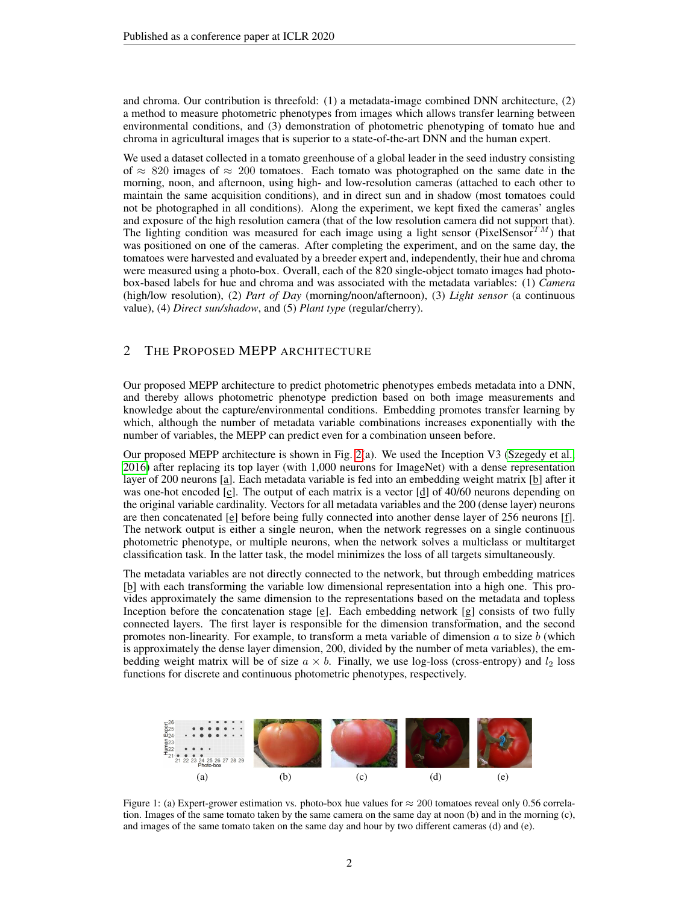and chroma. Our contribution is threefold: (1) a metadata-image combined DNN architecture, (2) a method to measure photometric phenotypes from images which allows transfer learning between environmental conditions, and (3) demonstration of photometric phenotyping of tomato hue and chroma in agricultural images that is superior to a state-of-the-art DNN and the human expert.

We used a dataset collected in a tomato greenhouse of a global leader in the seed industry consisting of $\approx$ 820 images of $\approx$ 200 tomatoes. Each tomato was photographed on the same date in the morning, noon, and afternoon, using high- and low-resolution cameras (attached to each other to maintain the same acquisition conditions), and in direct sun and in shadow (most tomatoes could not be photographed in all conditions). Along the experiment, we kept fixed the cameras' angles and exposure of the high resolution camera (that of the low resolution camera did not support that). The lighting condition was measured for each image using a light sensor (PixelSensor$^{TM}$) that was positioned on one of the cameras. After completing the experiment, and on the same day, the tomatoes were harvested and evaluated by a breeder expert and, independently, their hue and chroma were measured using a photo-box. Overall, each of the 820 single-object tomato images had photo-box-based labels for hue and chroma and was associated with the metadata variables: (1) *Camera* (high/low resolution), (2) *Part of Day* (morning/noon/afternoon), (3) *Light sensor* (a continuous value), (4) *Direct sun/shadow*, and (5) *Plant type* (regular/cherry).

## 2 The Proposed MEPP Architecture

Our proposed MEPP architecture to predict photometric phenotypes embeds metadata into a DNN, and thereby allows photometric phenotype prediction based on both image measurements and knowledge about the capture/environmental conditions. Embedding promotes transfer learning by which, although the number of metadata variable combinations increases exponentially with the number of variables, the MEPP can predict even for a combination unseen before.

Our proposed MEPP architecture is shown in Fig. 2(a). We used the Inception V3 (Szegedy et al., 2016) after replacing its top layer (with 1,000 neurons for ImageNet) with a dense representation layer of 200 neurons [a]. Each metadata variable is fed into an embedding weight matrix [b] after it was one-hot encoded [c]. The output of each matrix is a vector [d] of 40/60 neurons depending on the original variable cardinality. Vectors for all metadata variables and the 200 (dense layer) neurons are then concatenated [e] before being fully connected into another dense layer of 256 neurons [f]. The network output is either a single neuron, when the network regresses on a single continuous photometric phenotype, or multiple neurons, when the network solves a multiclass or multitarget classification task. In the latter task, the model minimizes the loss of all targets simultaneously.

The metadata variables are not directly connected to the network, but through embedding matrices [b] with each transforming the variable low dimensional representation into a high one. This provides approximately the same dimension to the representations based on the metadata and topless Inception before the concatenation stage [e]. Each embedding network [g] consists of two fully connected layers. The first layer is responsible for the dimension transformation, and the second promotes non-linearity. For example, to transform a meta variable of dimension $a$ to size $b$ (which is approximately the dense layer dimension, 200, divided by the number of meta variables), the embedding weight matrix will be of size $a \times b$. Finally, we use log-loss (cross-entropy) and $l_2$ loss functions for discrete and continuous photometric phenotypes, respectively.

(a) (b) (c) (d) (e)

Figure 1: (a) Expert-grower estimation vs. photo-box hue values for $\approx$ 200 tomatoes reveal only 0.56 correlation. Images of the same tomato taken by the same camera on the same day at noon (b) and in the morning (c), and images of the same tomato taken on the same day and hour by two different cameras (d) and (e).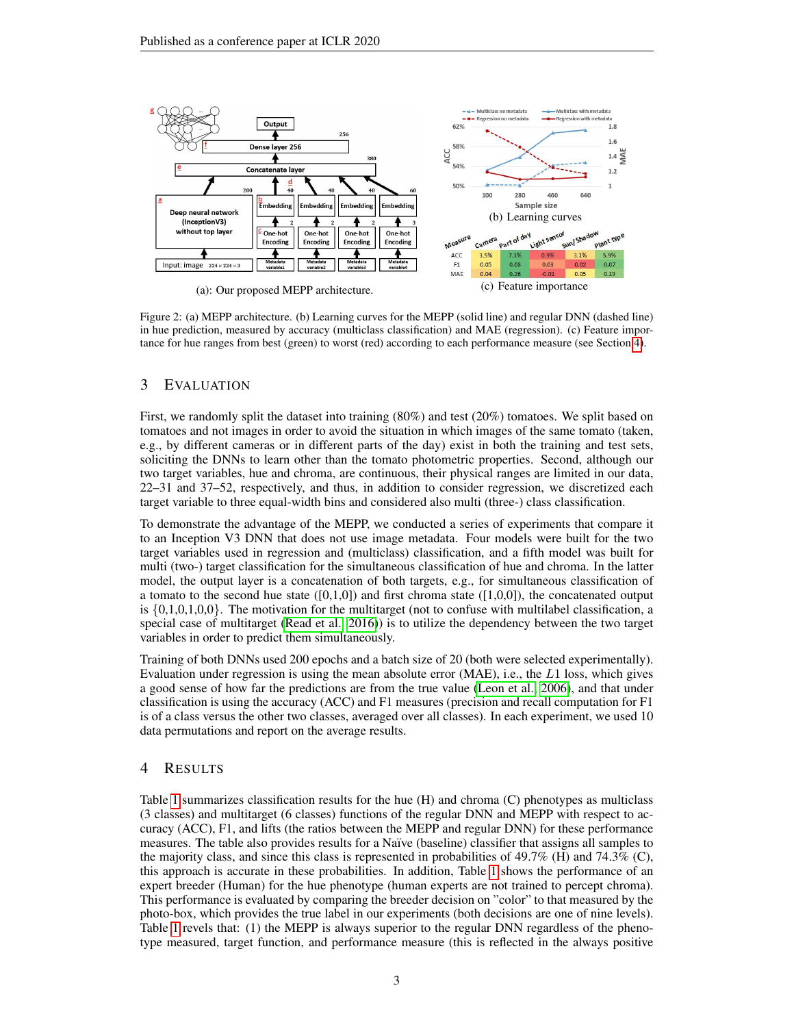(a): Our proposed MEPP architecture.

(b) Learning curves

| Measure | Camera | Part of day | Light sensor | Sun/Shadow | Plant type |
|---|---|---|---|---|---|
| ACC | 3.5% | 7.1% | 0.9% | 3.1% | 5.9% |
| F1 | 0.05 | 0.08 | 0.03 | 0.02 | 0.07 |
| MAE | 0.04 | 0.26 | -0.01 | 0.05 | 0.19 |

(c) Feature importance

Figure 2: (a) MEPP architecture. (b) Learning curves for the MEPP (solid line) and regular DNN (dashed line) in hue prediction, measured by accuracy (multiclass classification) and MAE (regression). (c) Feature importance for hue ranges from best (green) to worst (red) according to each performance measure (see Section 4).

## 3 Evaluation

First, we randomly split the dataset into training (80%) and test (20%) tomatoes. We split based on tomatoes and not images in order to avoid the situation in which images of the same tomato (taken, e.g., by different cameras or in different parts of the day) exist in both the training and test sets, soliciting the DNNs to learn other than the tomato photometric properties. Second, although our two target variables, hue and chroma, are continuous, their physical ranges are limited in our data, 22–31 and 37–52, respectively, and thus, in addition to consider regression, we discretized each target variable to three equal-width bins and considered also multi (three-) class classification.

To demonstrate the advantage of the MEPP, we conducted a series of experiments that compare it to an Inception V3 DNN that does not use image metadata. Four models were built for the two target variables used in regression and (multiclass) classification, and a fifth model was built for multi (two-) target classification for the simultaneous classification of hue and chroma. In the latter model, the output layer is a concatenation of both targets, e.g., for simultaneous classification of a tomato to the second hue state ([0,1,0]) and first chroma state ([1,0,0]), the concatenated output is {0,1,0,1,0,0}. The motivation for the multitarget (not to confuse with multilabel classification, a special case of multitarget (Read et al., 2016)) is to utilize the dependency between the two target variables in order to predict them simultaneously.

Training of both DNNs used 200 epochs and a batch size of 20 (both were selected experimentally). Evaluation under regression is using the mean absolute error (MAE), i.e., the $L1$ loss, which gives a good sense of how far the predictions are from the true value (Leon et al., 2006), and that under classification is using the accuracy (ACC) and F1 measures (precision and recall computation for F1 is of a class versus the other two classes, averaged over all classes). In each experiment, we used 10 data permutations and report on the average results.

## 4 Results

Table 1 summarizes classification results for the hue (H) and chroma (C) phenotypes as multiclass (3 classes) and multitarget (6 classes) functions of the regular DNN and MEPP with respect to accuracy (ACC), F1, and lifts (the ratios between the MEPP and regular DNN) for these performance measures. The table also provides results for a Naïve (baseline) classifier that assigns all samples to the majority class, and since this class is represented in probabilities of 49.7% (H) and 74.3% (C), this approach is accurate in these probabilities. In addition, Table 1 shows the performance of an expert breeder (Human) for the hue phenotype (human experts are not trained to percept chroma). This performance is evaluated by comparing the breeder decision on "color" to that measured by the photo-box, which provides the true label in our experiments (both decisions are one of nine levels). Table 1 revels that: (1) the MEPP is always superior to the regular DNN regardless of the phenotype measured, target function, and performance measure (this is reflected in the always positive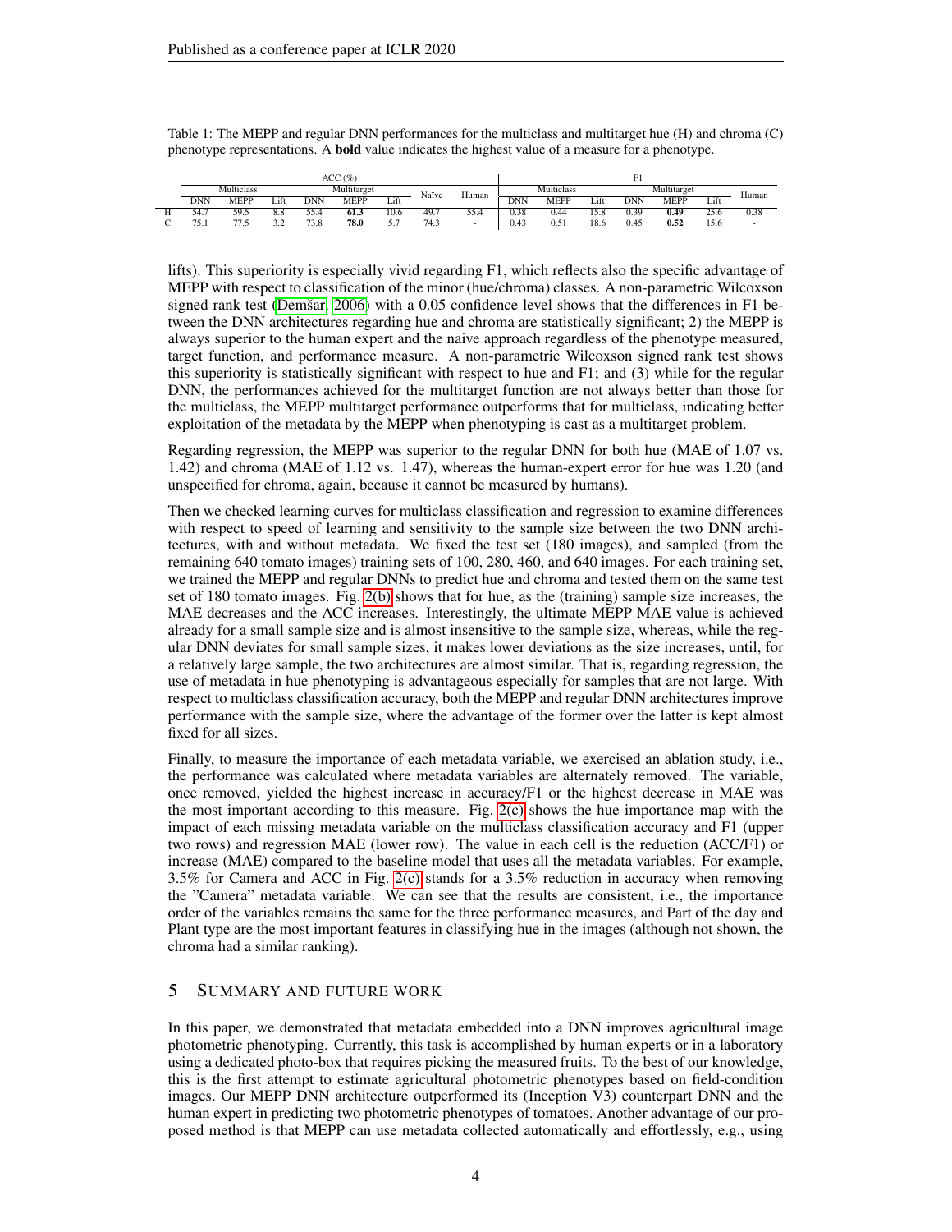Table 1: The MEPP and regular DNN performances for the multiclass and multitarget hue (H) and chroma (C) phenotype representations. A **bold** value indicates the highest value of a measure for a phenotype.

| | ACC (%) | | | | | | | | F1 | | | | | | |
|---|---|---|---|---|---|---|---|---|---|---|---|---|---|---|---|
| | Multiclass | | | Multitarget | | | Naïve | Human | Multiclass | | | Multitarget | | | Human |
| | DNN | MEPP | Lift | DNN | MEPP | Lift | | | DNN | MEPP | Lift | DNN | MEPP | Lift | |
| H | 54.7 | 59.5 | 8.8 | 55.4 | **61.3** | 10.6 | 49.7 | 55.4 | 0.38 | 0.44 | 15.8 | 0.39 | **0.49** | 25.6 | 0.38 |
| C | 75.1 | 77.5 | 3.2 | 73.8 | **78.0** | 5.7 | 74.3 | - | 0.43 | 0.51 | 18.6 | 0.45 | **0.52** | 15.6 | - |

lifts). This superiority is especially vivid regarding F1, which reflects also the specific advantage of MEPP with respect to classification of the minor (hue/chroma) classes. A non-parametric Wilcoxson signed rank test (Demšar, 2006) with a 0.05 confidence level shows that the differences in F1 between the DNN architectures regarding hue and chroma are statistically significant; 2) the MEPP is always superior to the human expert and the naive approach regardless of the phenotype measured, target function, and performance measure. A non-parametric Wilcoxson signed rank test shows this superiority is statistically significant with respect to hue and F1; and (3) while for the regular DNN, the performances achieved for the multitarget function are not always better than those for the multiclass, the MEPP multitarget performance outperforms that for multiclass, indicating better exploitation of the metadata by the MEPP when phenotyping is cast as a multitarget problem.

Regarding regression, the MEPP was superior to the regular DNN for both hue (MAE of 1.07 vs. 1.42) and chroma (MAE of 1.12 vs. 1.47), whereas the human-expert error for hue was 1.20 (and unspecified for chroma, again, because it cannot be measured by humans).

Then we checked learning curves for multiclass classification and regression to examine differences with respect to speed of learning and sensitivity to the sample size between the two DNN architectures, with and without metadata. We fixed the test set (180 images), and sampled (from the remaining 640 tomato images) training sets of 100, 280, 460, and 640 images. For each training set, we trained the MEPP and regular DNNs to predict hue and chroma and tested them on the same test set of 180 tomato images. Fig. 2(b) shows that for hue, as the (training) sample size increases, the MAE decreases and the ACC increases. Interestingly, the ultimate MEPP MAE value is achieved already for a small sample size and is almost insensitive to the sample size, whereas, while the regular DNN deviates for small sample sizes, it makes lower deviations as the size increases, until, for a relatively large sample, the two architectures are almost similar. That is, regarding regression, the use of metadata in hue phenotyping is advantageous especially for samples that are not large. With respect to multiclass classification accuracy, both the MEPP and regular DNN architectures improve performance with the sample size, where the advantage of the former over the latter is kept almost fixed for all sizes.

Finally, to measure the importance of each metadata variable, we exercised an ablation study, i.e., the performance was calculated where metadata variables are alternately removed. The variable, once removed, yielded the highest increase in accuracy/F1 or the highest decrease in MAE was the most important according to this measure. Fig. 2(c) shows the hue importance map with the impact of each missing metadata variable on the multiclass classification accuracy and F1 (upper two rows) and regression MAE (lower row). The value in each cell is the reduction (ACC/F1) or increase (MAE) compared to the baseline model that uses all the metadata variables. For example, 3.5% for Camera and ACC in Fig. 2(c) stands for a 3.5% reduction in accuracy when removing the "Camera" metadata variable. We can see that the results are consistent, i.e., the importance order of the variables remains the same for the three performance measures, and Part of the day and Plant type are the most important features in classifying hue in the images (although not shown, the chroma had a similar ranking).

## 5 SUMMARY AND FUTURE WORK

In this paper, we demonstrated that metadata embedded into a DNN improves agricultural image photometric phenotyping. Currently, this task is accomplished by human experts or in a laboratory using a dedicated photo-box that requires picking the measured fruits. To the best of our knowledge, this is the first attempt to estimate agricultural photometric phenotypes based on field-condition images. Our MEPP DNN architecture outperformed its (Inception V3) counterpart DNN and the human expert in predicting two photometric phenotypes of tomatoes. Another advantage of our proposed method is that MEPP can use metadata collected automatically and effortlessly, e.g., using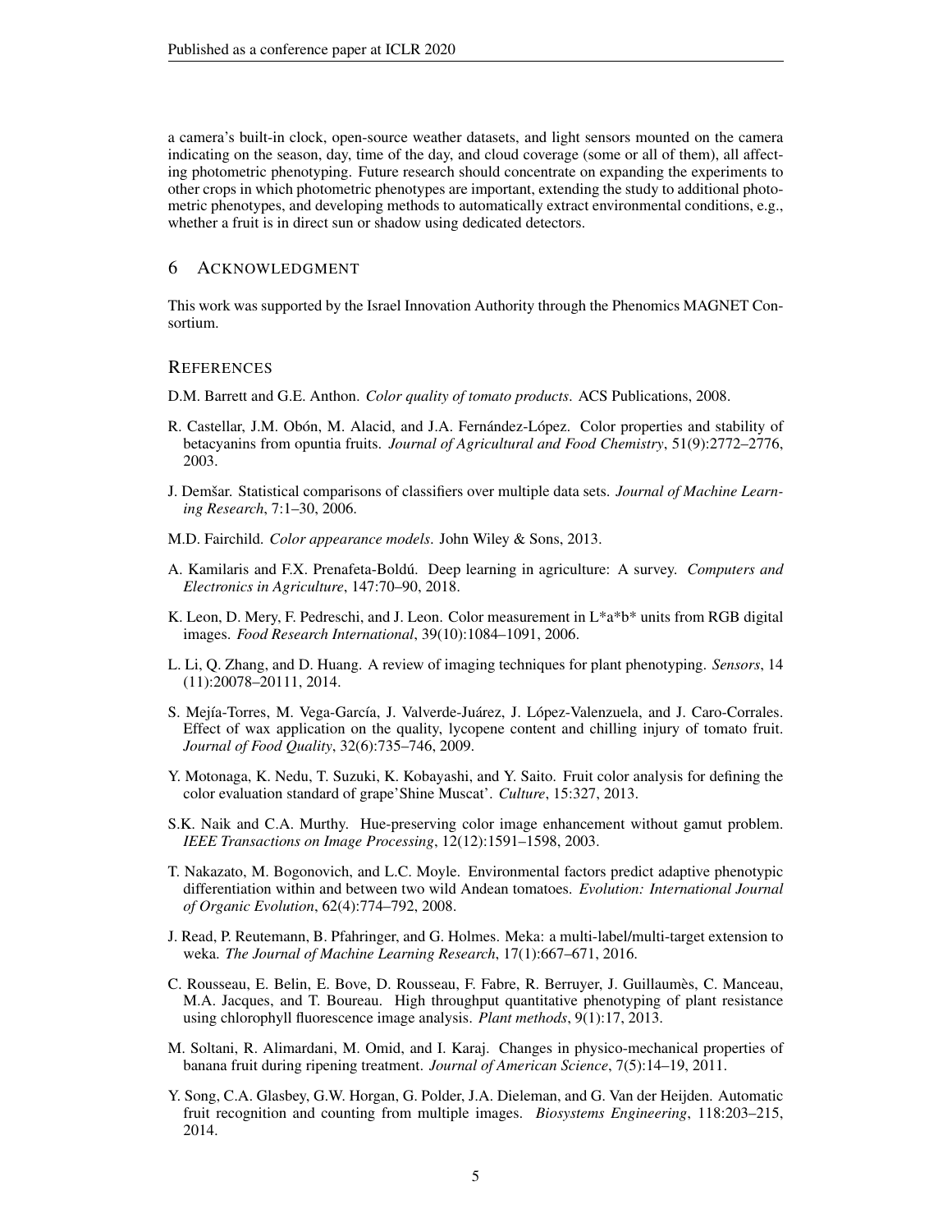a camera's built-in clock, open-source weather datasets, and light sensors mounted on the camera indicating on the season, day, time of the day, and cloud coverage (some or all of them), all affecting photometric phenotyping. Future research should concentrate on expanding the experiments to other crops in which photometric phenotypes are important, extending the study to additional photometric phenotypes, and developing methods to automatically extract environmental conditions, e.g., whether a fruit is in direct sun or shadow using dedicated detectors.

## 6 Acknowledgment

This work was supported by the Israel Innovation Authority through the Phenomics MAGNET Consortium.

## References

D.M. Barrett and G.E. Anthon. *Color quality of tomato products*. ACS Publications, 2008.

R. Castellar, J.M. Obón, M. Alacid, and J.A. Fernández-López. Color properties and stability of betacyanins from opuntia fruits. *Journal of Agricultural and Food Chemistry*, 51(9):2772–2776, 2003.

J. Demšar. Statistical comparisons of classifiers over multiple data sets. *Journal of Machine Learning Research*, 7:1–30, 2006.

M.D. Fairchild. *Color appearance models*. John Wiley & Sons, 2013.

A. Kamilaris and F.X. Prenafeta-Boldú. Deep learning in agriculture: A survey. *Computers and Electronics in Agriculture*, 147:70–90, 2018.

K. Leon, D. Mery, F. Pedreschi, and J. Leon. Color measurement in L*a*b* units from RGB digital images. *Food Research International*, 39(10):1084–1091, 2006.

L. Li, Q. Zhang, and D. Huang. A review of imaging techniques for plant phenotyping. *Sensors*, 14 (11):20078–20111, 2014.

S. Mejía-Torres, M. Vega-García, J. Valverde-Juárez, J. López-Valenzuela, and J. Caro-Corrales. Effect of wax application on the quality, lycopene content and chilling injury of tomato fruit. *Journal of Food Quality*, 32(6):735–746, 2009.

Y. Motonaga, K. Nedu, T. Suzuki, K. Kobayashi, and Y. Saito. Fruit color analysis for defining the color evaluation standard of grape'Shine Muscat'. *Culture*, 15:327, 2013.

S.K. Naik and C.A. Murthy. Hue-preserving color image enhancement without gamut problem. *IEEE Transactions on Image Processing*, 12(12):1591–1598, 2003.

T. Nakazato, M. Bogonovich, and L.C. Moyle. Environmental factors predict adaptive phenotypic differentiation within and between two wild Andean tomatoes. *Evolution: International Journal of Organic Evolution*, 62(4):774–792, 2008.

J. Read, P. Reutemann, B. Pfahringer, and G. Holmes. Meka: a multi-label/multi-target extension to weka. *The Journal of Machine Learning Research*, 17(1):667–671, 2016.

C. Rousseau, E. Belin, E. Bove, D. Rousseau, F. Fabre, R. Berruyer, J. Guillaumès, C. Manceau, M.A. Jacques, and T. Boureau. High throughput quantitative phenotyping of plant resistance using chlorophyll fluorescence image analysis. *Plant methods*, 9(1):17, 2013.

M. Soltani, R. Alimardani, M. Omid, and I. Karaj. Changes in physico-mechanical properties of banana fruit during ripening treatment. *Journal of American Science*, 7(5):14–19, 2011.

Y. Song, C.A. Glasbey, G.W. Horgan, G. Polder, J.A. Dieleman, and G. Van der Heijden. Automatic fruit recognition and counting from multiple images. *Biosystems Engineering*, 118:203–215, 2014.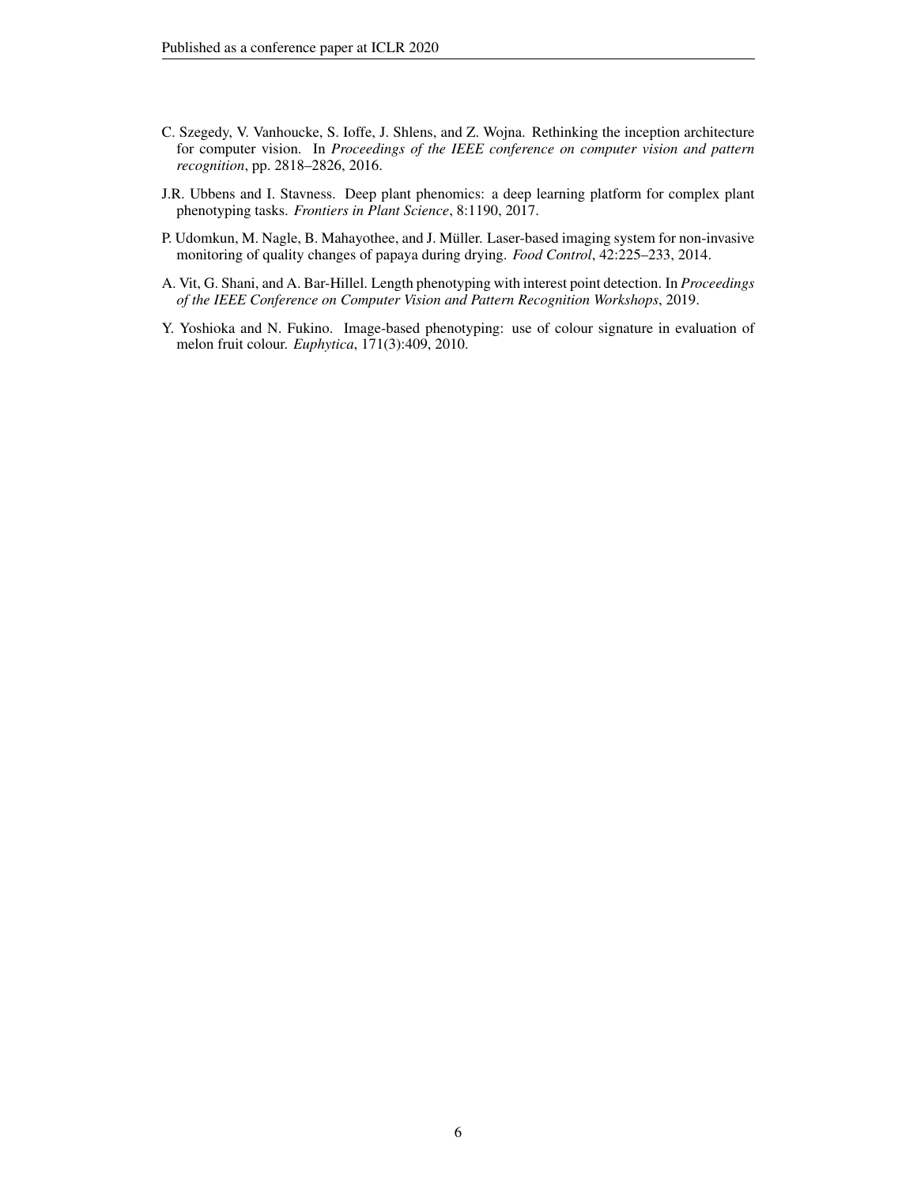C. Szegedy, V. Vanhoucke, S. Ioffe, J. Shlens, and Z. Wojna. Rethinking the inception architecture for computer vision. In *Proceedings of the IEEE conference on computer vision and pattern recognition*, pp. 2818–2826, 2016.

J.R. Ubbens and I. Stavness. Deep plant phenomics: a deep learning platform for complex plant phenotyping tasks. *Frontiers in Plant Science*, 8:1190, 2017.

P. Udomkun, M. Nagle, B. Mahayothee, and J. Müller. Laser-based imaging system for non-invasive monitoring of quality changes of papaya during drying. *Food Control*, 42:225–233, 2014.

A. Vit, G. Shani, and A. Bar-Hillel. Length phenotyping with interest point detection. In *Proceedings of the IEEE Conference on Computer Vision and Pattern Recognition Workshops*, 2019.

Y. Yoshioka and N. Fukino. Image-based phenotyping: use of colour signature in evaluation of melon fruit colour. *Euphytica*, 171(3):409, 2010.